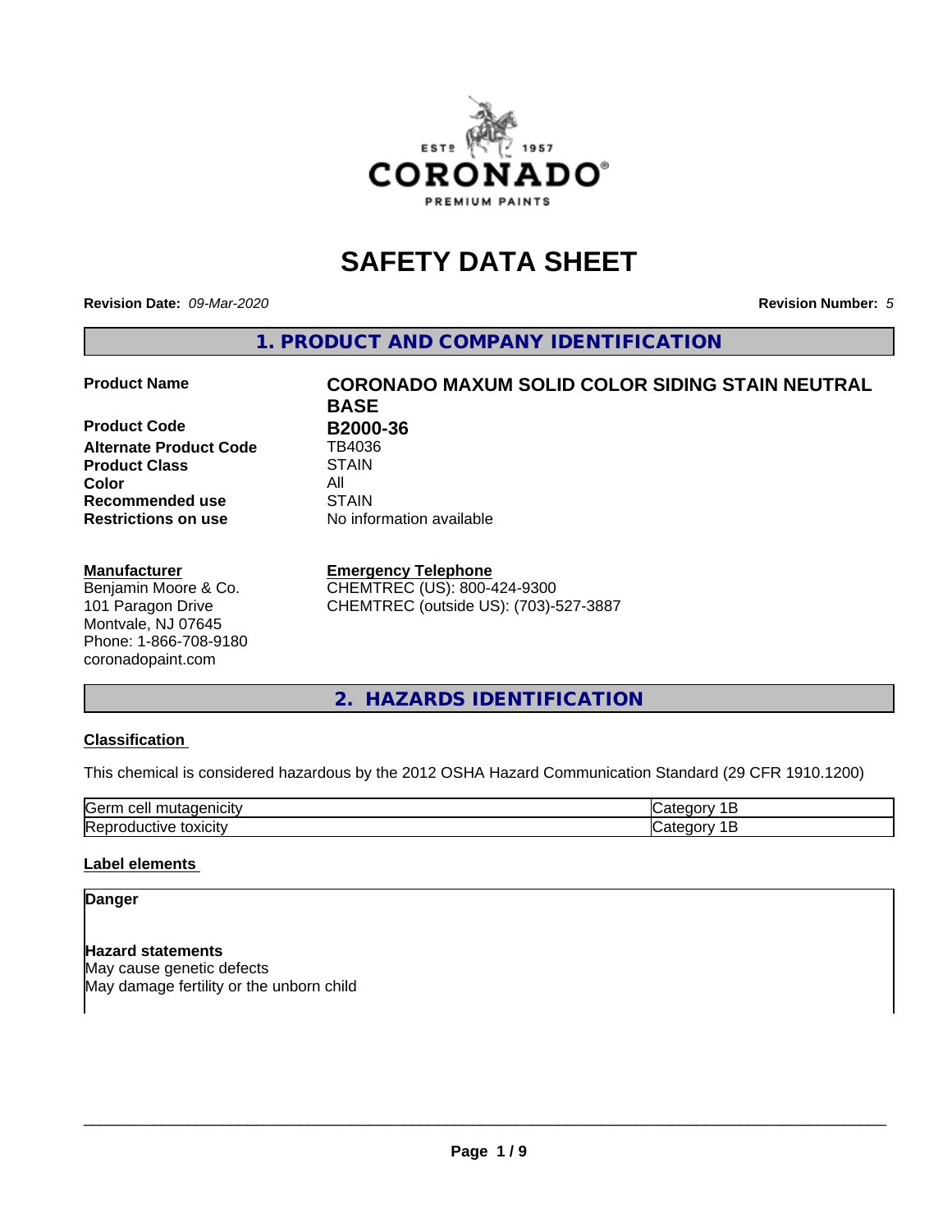# SAFETY DATA SHEET

**Revision Date:** *09-Mar-2020*

**Revision Number:** *5*

## 1. PRODUCT AND COMPANY IDENTIFICATION

| | |
|---|---|
| **Product Name** | **CORONADO MAXUM SOLID COLOR SIDING STAIN NEUTRAL BASE** |
| **Product Code** | **B2000-36** |
| **Alternate Product Code** | TB4036 |
| **Product Class** | STAIN |
| **Color** | All |
| **Recommended use** | STAIN |
| **Restrictions on use** | No information available |

**Manufacturer**
Benjamin Moore & Co.
101 Paragon Drive
Montvale, NJ 07645
Phone: 1-866-708-9180
coronadopaint.com

**Emergency Telephone**
CHEMTREC (US): 800-424-9300
CHEMTREC (outside US): (703)-527-3887

## 2. HAZARDS IDENTIFICATION

### Classification

This chemical is considered hazardous by the 2012 OSHA Hazard Communication Standard (29 CFR 1910.1200)

| | |
|---|---|
| Germ cell mutagenicity | Category 1B |
| Reproductive toxicity | Category 1B |

### Label elements

**Danger**

**Hazard statements**
May cause genetic defects
May damage fertility or the unborn child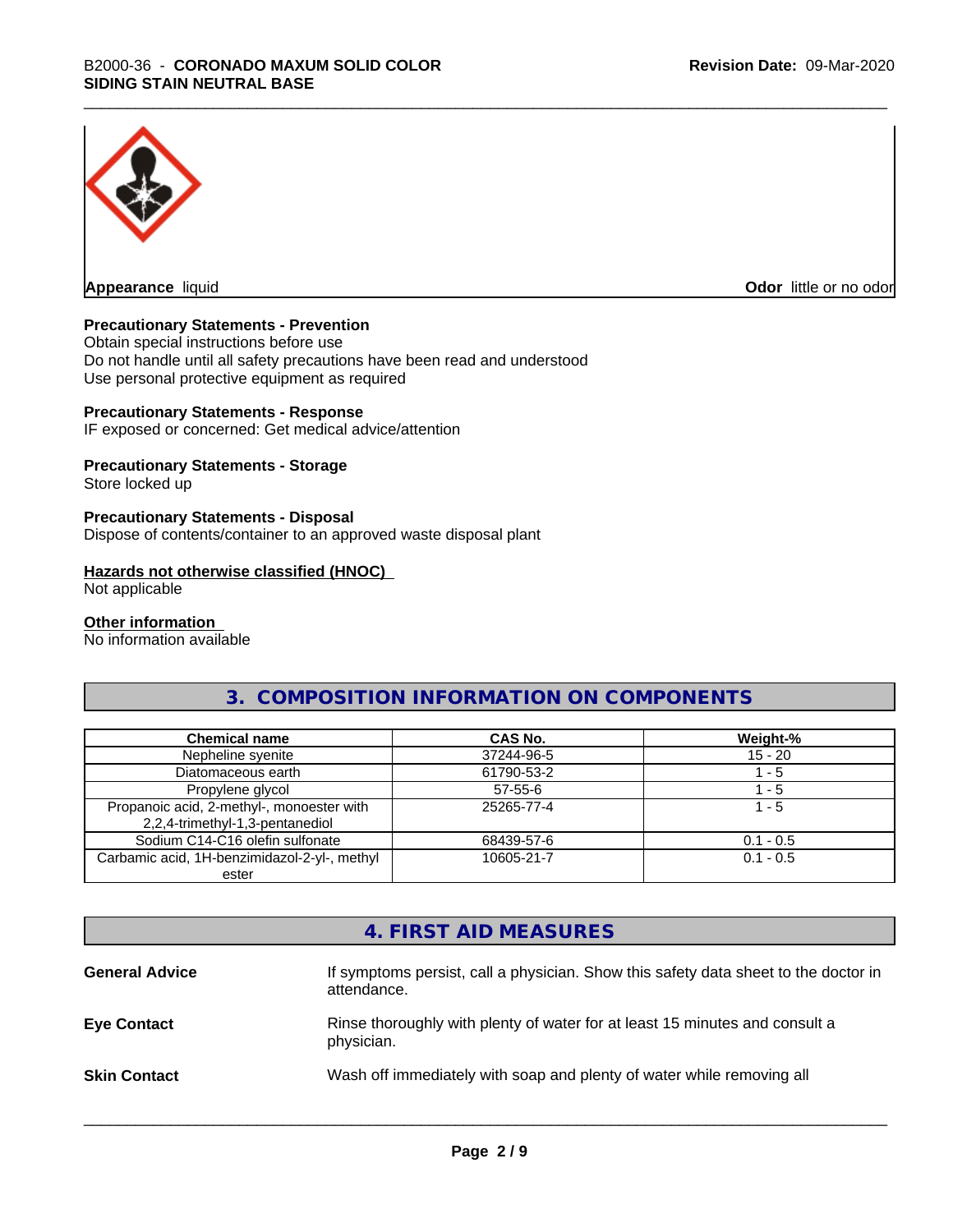**Appearance** liquid

**Odor** little or no odor

**Precautionary Statements - Prevention**

Obtain special instructions before use
Do not handle until all safety precautions have been read and understood
Use personal protective equipment as required

**Precautionary Statements - Response**

IF exposed or concerned: Get medical advice/attention

**Precautionary Statements - Storage**

Store locked up

**Precautionary Statements - Disposal**

Dispose of contents/container to an approved waste disposal plant

**Hazards not otherwise classified (HNOC)**

Not applicable

**Other information**

No information available

## 3. COMPOSITION INFORMATION ON COMPONENTS

| Chemical name | CAS No. | Weight-% |
| --- | --- | --- |
| Nepheline syenite | 37244-96-5 | 15 - 20 |
| Diatomaceous earth | 61790-53-2 | 1 - 5 |
| Propylene glycol | 57-55-6 | 1 - 5 |
| Propanoic acid, 2-methyl-, monoester with 2,2,4-trimethyl-1,3-pentanediol | 25265-77-4 | 1 - 5 |
| Sodium C14-C16 olefin sulfonate | 68439-57-6 | 0.1 - 0.5 |
| Carbamic acid, 1H-benzimidazol-2-yl-, methyl ester | 10605-21-7 | 0.1 - 0.5 |

## 4. FIRST AID MEASURES

**General Advice** If symptoms persist, call a physician. Show this safety data sheet to the doctor in attendance.

**Eye Contact** Rinse thoroughly with plenty of water for at least 15 minutes and consult a physician.

**Skin Contact** Wash off immediately with soap and plenty of water while removing all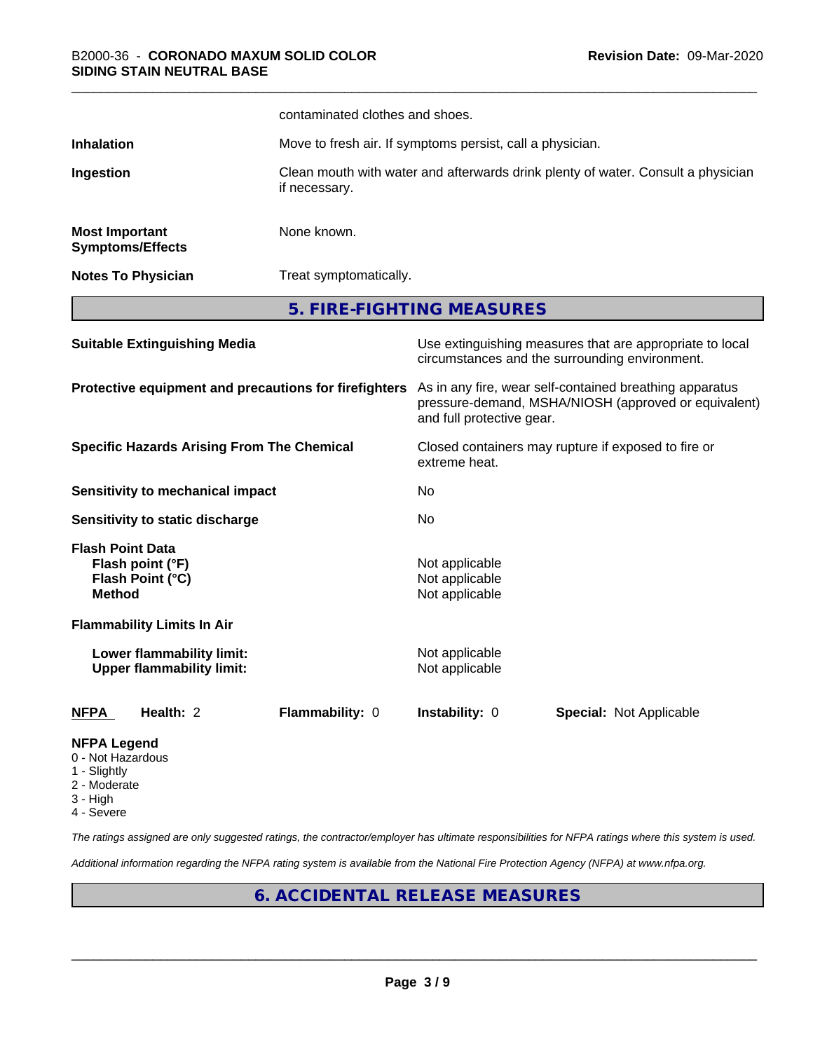| | |
|---|---|
| | contaminated clothes and shoes. |
| **Inhalation** | Move to fresh air. If symptoms persist, call a physician. |
| **Ingestion** | Clean mouth with water and afterwards drink plenty of water. Consult a physician if necessary. |
| **Most Important Symptoms/Effects** | None known. |
| **Notes To Physician** | Treat symptomatically. |

## 5. FIRE-FIGHTING MEASURES

| | |
|---|---|
| **Suitable Extinguishing Media** | Use extinguishing measures that are appropriate to local circumstances and the surrounding environment. |
| **Protective equipment and precautions for firefighters** | As in any fire, wear self-contained breathing apparatus pressure-demand, MSHA/NIOSH (approved or equivalent) and full protective gear. |
| **Specific Hazards Arising From The Chemical** | Closed containers may rupture if exposed to fire or extreme heat. |
| **Sensitivity to mechanical impact** | No |
| **Sensitivity to static discharge** | No |

**Flash Point Data**

| | |
|---|---|
| **Flash point (°F)** | Not applicable |
| **Flash Point (°C)** | Not applicable |
| **Method** | Not applicable |

**Flammability Limits In Air**

| | |
|---|---|
| **Lower flammability limit:** | Not applicable |
| **Upper flammability limit:** | Not applicable |

| **NFPA** | **Health:** 2 | **Flammability:** 0 | **Instability:** 0 | **Special:** Not Applicable |
|---|---|---|---|---|

**NFPA Legend**
- 0 - Not Hazardous
- 1 - Slightly
- 2 - Moderate
- 3 - High
- 4 - Severe

*The ratings assigned are only suggested ratings, the contractor/employer has ultimate responsibilities for NFPA ratings where this system is used.*

*Additional information regarding the NFPA rating system is available from the National Fire Protection Agency (NFPA) at www.nfpa.org.*

## 6. ACCIDENTAL RELEASE MEASURES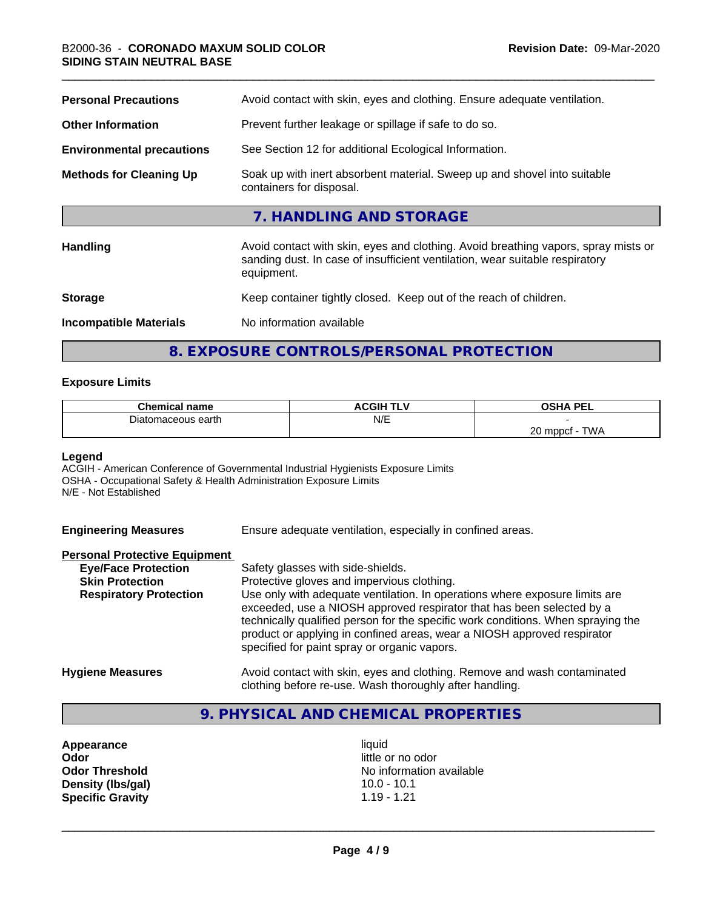| | |
|---|---|
| **Personal Precautions** | Avoid contact with skin, eyes and clothing. Ensure adequate ventilation. |
| **Other Information** | Prevent further leakage or spillage if safe to do so. |
| **Environmental precautions** | See Section 12 for additional Ecological Information. |
| **Methods for Cleaning Up** | Soak up with inert absorbent material. Sweep up and shovel into suitable containers for disposal. |

## 7. HANDLING AND STORAGE

| | |
|---|---|
| **Handling** | Avoid contact with skin, eyes and clothing. Avoid breathing vapors, spray mists or sanding dust. In case of insufficient ventilation, wear suitable respiratory equipment. |
| **Storage** | Keep container tightly closed. Keep out of the reach of children. |
| **Incompatible Materials** | No information available |

## 8. EXPOSURE CONTROLS/PERSONAL PROTECTION

### Exposure Limits

| Chemical name | ACGIH TLV | OSHA PEL |
|---|---|---|
| Diatomaceous earth | N/E | -<br>20 mppcf - TWA |

**Legend**
ACGIH - American Conference of Governmental Industrial Hygienists Exposure Limits
OSHA - Occupational Safety & Health Administration Exposure Limits
N/E - Not Established

**Engineering Measures** Ensure adequate ventilation, especially in confined areas.

**Personal Protective Equipment**

- **Eye/Face Protection** Safety glasses with side-shields.
- **Skin Protection** Protective gloves and impervious clothing.
- **Respiratory Protection** Use only with adequate ventilation. In operations where exposure limits are exceeded, use a NIOSH approved respirator that has been selected by a technically qualified person for the specific work conditions. When spraying the product or applying in confined areas, wear a NIOSH approved respirator specified for paint spray or organic vapors.

**Hygiene Measures** Avoid contact with skin, eyes and clothing. Remove and wash contaminated clothing before re-use. Wash thoroughly after handling.

## 9. PHYSICAL AND CHEMICAL PROPERTIES

| | |
|---|---|
| **Appearance** | liquid |
| **Odor** | little or no odor |
| **Odor Threshold** | No information available |
| **Density (lbs/gal)** | 10.0 - 10.1 |
| **Specific Gravity** | 1.19 - 1.21 |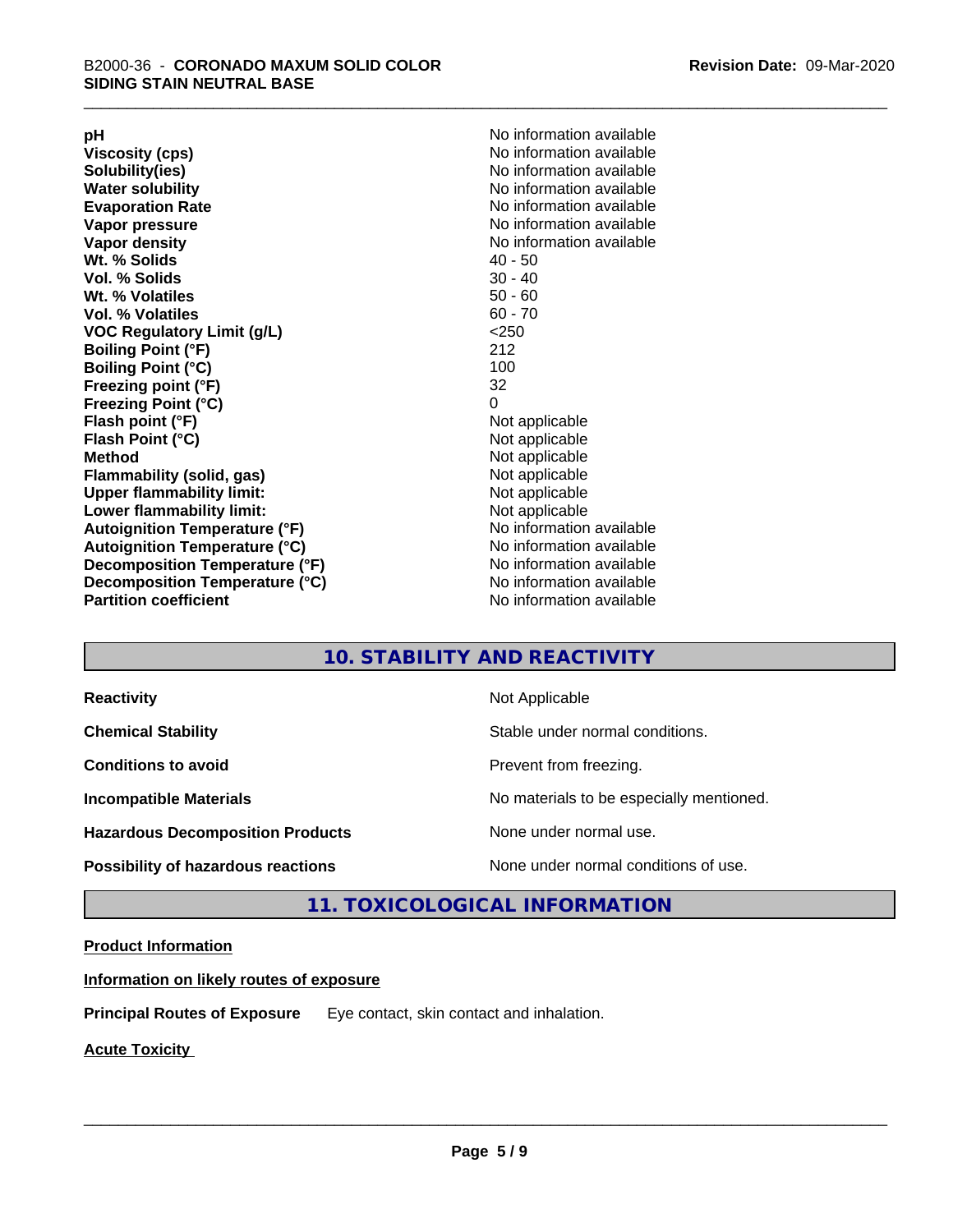| | |
|---|---|
| **pH** | No information available |
| **Viscosity (cps)** | No information available |
| **Solubility(ies)** | No information available |
| **Water solubility** | No information available |
| **Evaporation Rate** | No information available |
| **Vapor pressure** | No information available |
| **Vapor density** | No information available |
| **Wt. % Solids** | 40 - 50 |
| **Vol. % Solids** | 30 - 40 |
| **Wt. % Volatiles** | 50 - 60 |
| **Vol. % Volatiles** | 60 - 70 |
| **VOC Regulatory Limit (g/L)** | <250 |
| **Boiling Point (°F)** | 212 |
| **Boiling Point (°C)** | 100 |
| **Freezing point (°F)** | 32 |
| **Freezing Point (°C)** | 0 |
| **Flash point (°F)** | Not applicable |
| **Flash Point (°C)** | Not applicable |
| **Method** | Not applicable |
| **Flammability (solid, gas)** | Not applicable |
| **Upper flammability limit:** | Not applicable |
| **Lower flammability limit:** | Not applicable |
| **Autoignition Temperature (°F)** | No information available |
| **Autoignition Temperature (°C)** | No information available |
| **Decomposition Temperature (°F)** | No information available |
| **Decomposition Temperature (°C)** | No information available |
| **Partition coefficient** | No information available |

## 10. STABILITY AND REACTIVITY

| | |
|---|---|
| **Reactivity** | Not Applicable |
| **Chemical Stability** | Stable under normal conditions. |
| **Conditions to avoid** | Prevent from freezing. |
| **Incompatible Materials** | No materials to be especially mentioned. |
| **Hazardous Decomposition Products** | None under normal use. |
| **Possibility of hazardous reactions** | None under normal conditions of use. |

## 11. TOXICOLOGICAL INFORMATION

**Product Information**

**Information on likely routes of exposure**

**Principal Routes of Exposure** Eye contact, skin contact and inhalation.

**Acute Toxicity**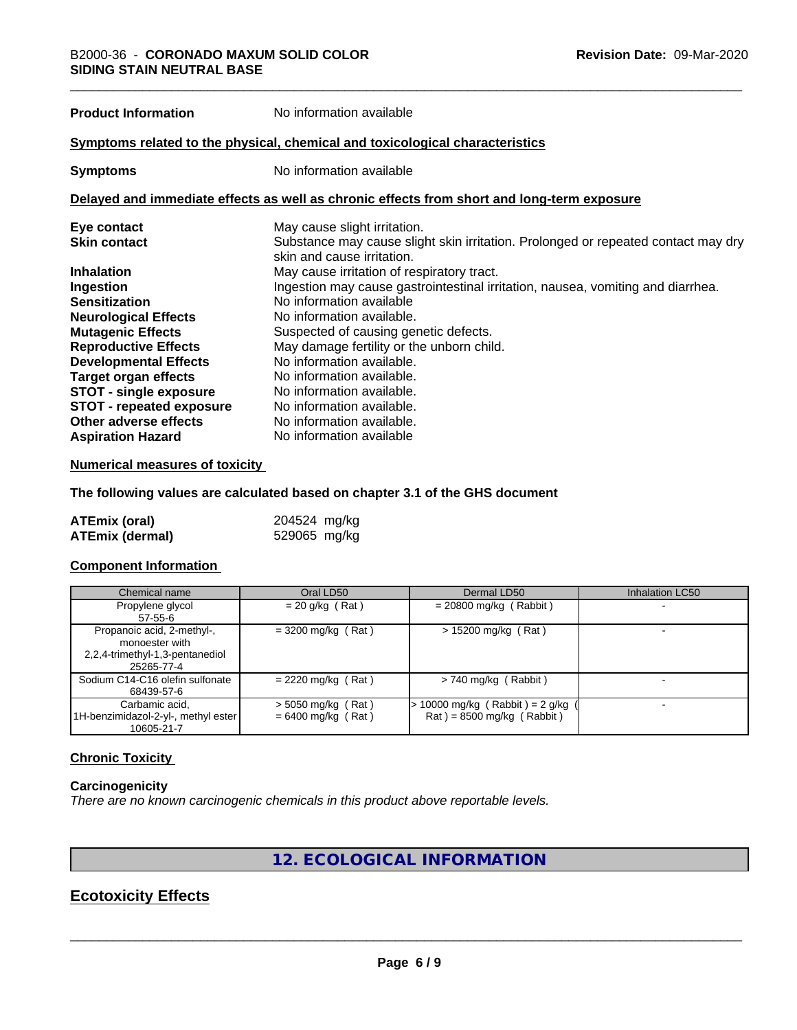| | |
|---|---|
| **Product Information** | No information available |

**Symptoms related to the physical, chemical and toxicological characteristics**

| | |
|---|---|
| **Symptoms** | No information available |

**Delayed and immediate effects as well as chronic effects from short and long-term exposure**

| | |
|---|---|
| **Eye contact** | May cause slight irritation. |
| **Skin contact** | Substance may cause slight skin irritation. Prolonged or repeated contact may dry skin and cause irritation. |
| **Inhalation** | May cause irritation of respiratory tract. |
| **Ingestion** | Ingestion may cause gastrointestinal irritation, nausea, vomiting and diarrhea. |
| **Sensitization** | No information available |
| **Neurological Effects** | No information available. |
| **Mutagenic Effects** | Suspected of causing genetic defects. |
| **Reproductive Effects** | May damage fertility or the unborn child. |
| **Developmental Effects** | No information available. |
| **Target organ effects** | No information available. |
| **STOT - single exposure** | No information available. |
| **STOT - repeated exposure** | No information available. |
| **Other adverse effects** | No information available. |
| **Aspiration Hazard** | No information available |

**Numerical measures of toxicity**

**The following values are calculated based on chapter 3.1 of the GHS document**

| | |
|---|---|
| **ATEmix (oral)** | 204524 mg/kg |
| **ATEmix (dermal)** | 529065 mg/kg |

**Component Information**

| Chemical name | Oral LD50 | Dermal LD50 | Inhalation LC50 |
|---|---|---|---|
| Propylene glycol<br>57-55-6 | = 20 g/kg ( Rat ) | = 20800 mg/kg ( Rabbit ) | - |
| Propanoic acid, 2-methyl-, monoester with 2,2,4-trimethyl-1,3-pentanediol<br>25265-77-4 | = 3200 mg/kg ( Rat ) | > 15200 mg/kg ( Rat ) | - |
| Sodium C14-C16 olefin sulfonate<br>68439-57-6 | = 2220 mg/kg ( Rat ) | > 740 mg/kg ( Rabbit ) | - |
| Carbamic acid, 1H-benzimidazol-2-yl-, methyl ester<br>10605-21-7 | > 5050 mg/kg ( Rat )<br>= 6400 mg/kg ( Rat ) | > 10000 mg/kg ( Rabbit ) = 2 g/kg ( Rat ) = 8500 mg/kg ( Rabbit ) | - |

**Chronic Toxicity**

**Carcinogenicity**

*There are no known carcinogenic chemicals in this product above reportable levels.*

## 12. ECOLOGICAL INFORMATION

## Ecotoxicity Effects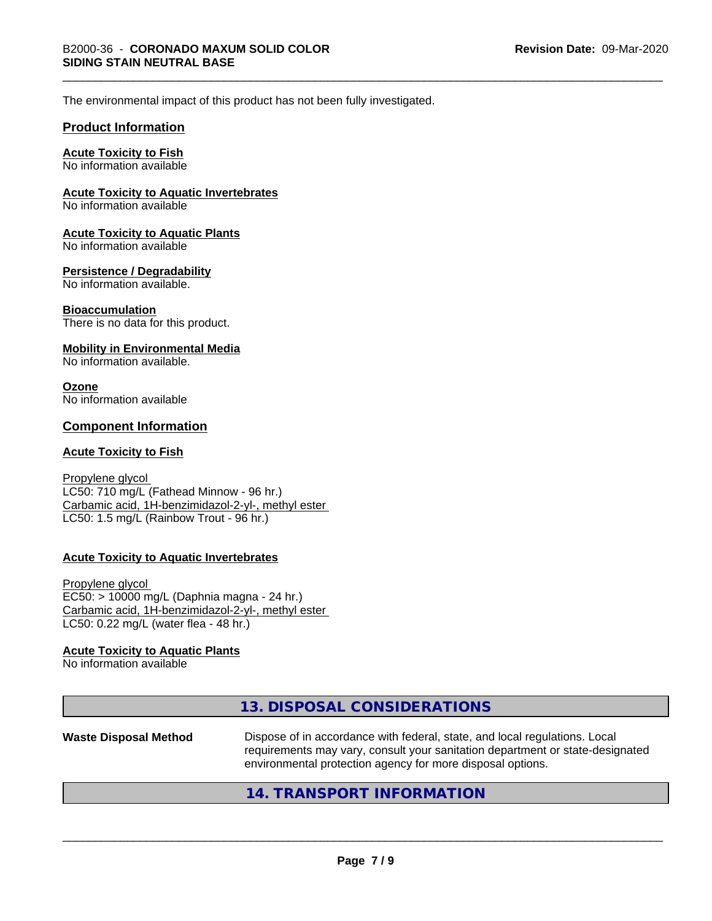The environmental impact of this product has not been fully investigated.

## Product Information

**Acute Toxicity to Fish**
No information available

**Acute Toxicity to Aquatic Invertebrates**
No information available

**Acute Toxicity to Aquatic Plants**
No information available

**Persistence / Degradability**
No information available.

**Bioaccumulation**
There is no data for this product.

**Mobility in Environmental Media**
No information available.

**Ozone**
No information available

## Component Information

**Acute Toxicity to Fish**

Propylene glycol
LC50: 710 mg/L (Fathead Minnow - 96 hr.)
Carbamic acid, 1H-benzimidazol-2-yl-, methyl ester
LC50: 1.5 mg/L (Rainbow Trout - 96 hr.)

**Acute Toxicity to Aquatic Invertebrates**

Propylene glycol
EC50: > 10000 mg/L (Daphnia magna - 24 hr.)
Carbamic acid, 1H-benzimidazol-2-yl-, methyl ester
LC50: 0.22 mg/L (water flea - 48 hr.)

**Acute Toxicity to Aquatic Plants**
No information available

## 13. DISPOSAL CONSIDERATIONS

**Waste Disposal Method** Dispose of in accordance with federal, state, and local regulations. Local requirements may vary, consult your sanitation department or state-designated environmental protection agency for more disposal options.

## 14. TRANSPORT INFORMATION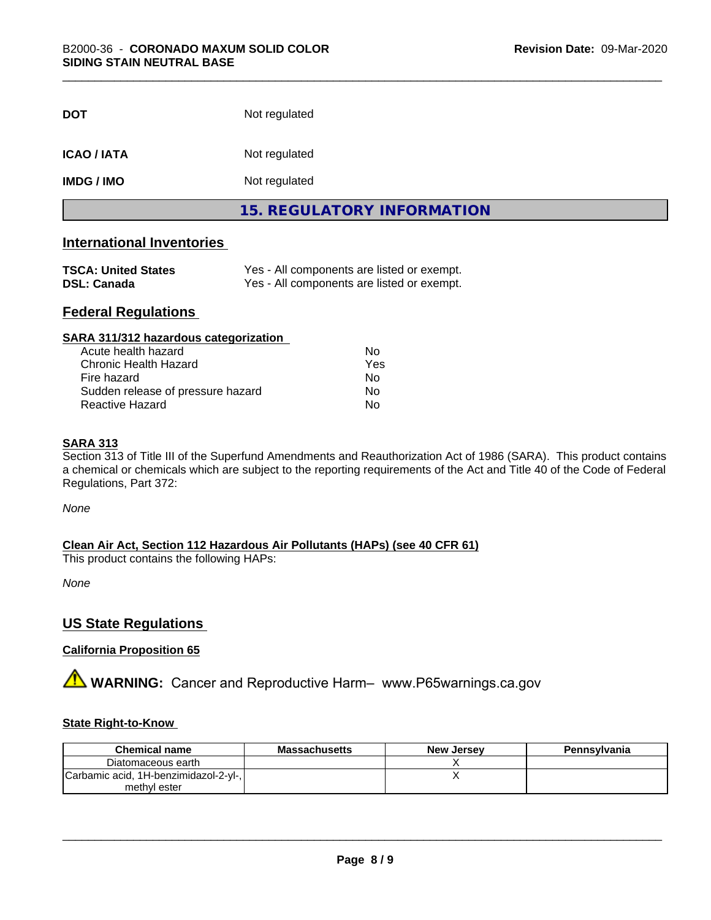| | |
|---|---|
| **DOT** | Not regulated |
| **ICAO / IATA** | Not regulated |
| **IMDG / IMO** | Not regulated |

## 15. REGULATORY INFORMATION

### International Inventories

| | |
|---|---|
| **TSCA: United States** | Yes - All components are listed or exempt. |
| **DSL: Canada** | Yes - All components are listed or exempt. |

### Federal Regulations

**SARA 311/312 hazardous categorization**

| | |
|---|---|
| Acute health hazard | No |
| Chronic Health Hazard | Yes |
| Fire hazard | No |
| Sudden release of pressure hazard | No |
| Reactive Hazard | No |

**SARA 313**

Section 313 of Title III of the Superfund Amendments and Reauthorization Act of 1986 (SARA). This product contains a chemical or chemicals which are subject to the reporting requirements of the Act and Title 40 of the Code of Federal Regulations, Part 372:

*None*

**Clean Air Act, Section 112 Hazardous Air Pollutants (HAPs) (see 40 CFR 61)**

This product contains the following HAPs:

*None*

### US State Regulations

**California Proposition 65**

⚠ **WARNING:** Cancer and Reproductive Harm– www.P65warnings.ca.gov

**State Right-to-Know**

| Chemical name | Massachusetts | New Jersey | Pennsylvania |
|---|---|---|---|
| Diatomaceous earth | | X | |
| Carbamic acid, 1H-benzimidazol-2-yl-, methyl ester | | X | |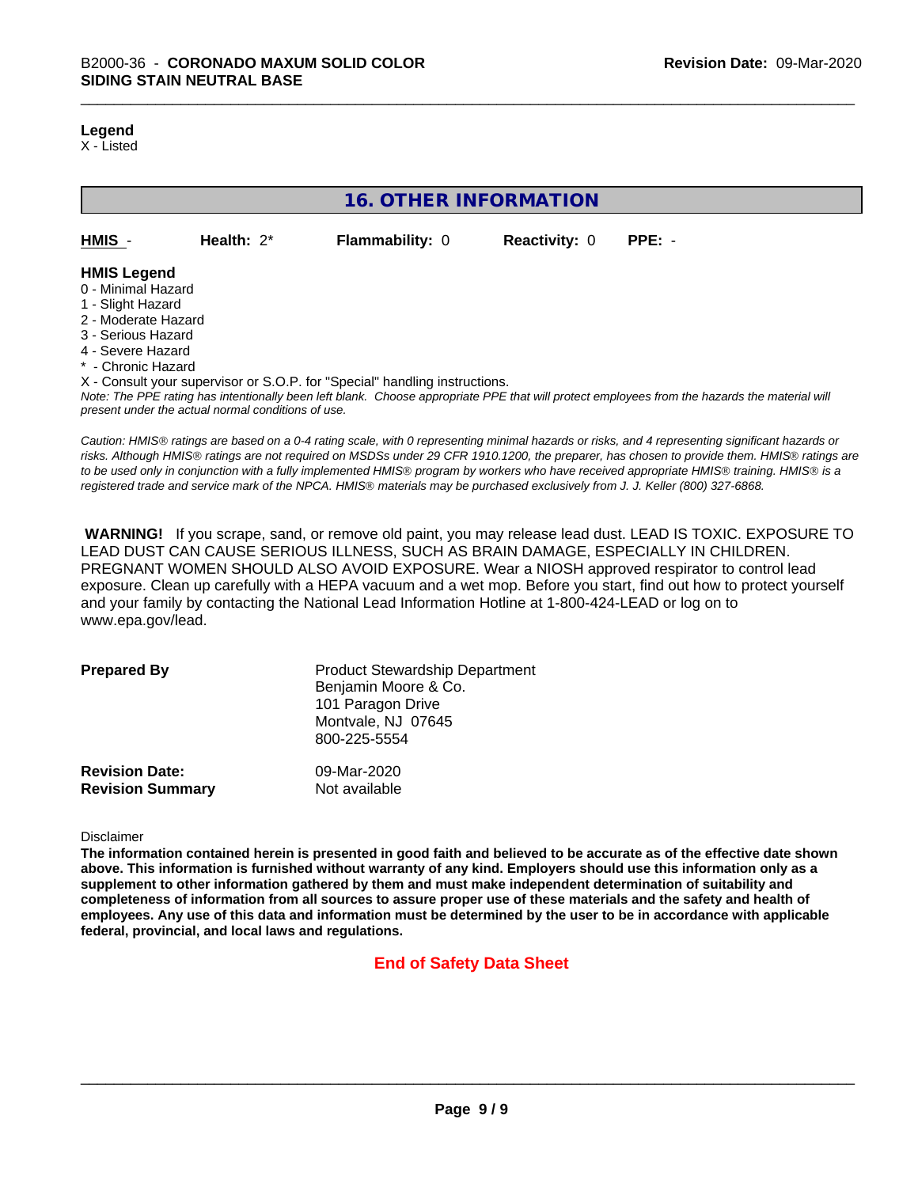**Legend**
X - Listed

## 16. OTHER INFORMATION

| HMIS - | Health: 2* | Flammability: 0 | Reactivity: 0 | PPE: - |
|---|---|---|---|---|

**HMIS Legend**
0 - Minimal Hazard
1 - Slight Hazard
2 - Moderate Hazard
3 - Serious Hazard
4 - Severe Hazard
* - Chronic Hazard
X - Consult your supervisor or S.O.P. for "Special" handling instructions.
*Note: The PPE rating has intentionally been left blank. Choose appropriate PPE that will protect employees from the hazards the material will present under the actual normal conditions of use.*

*Caution: HMIS® ratings are based on a 0-4 rating scale, with 0 representing minimal hazards or risks, and 4 representing significant hazards or risks. Although HMIS® ratings are not required on MSDSs under 29 CFR 1910.1200, the preparer, has chosen to provide them. HMIS® ratings are to be used only in conjunction with a fully implemented HMIS® program by workers who have received appropriate HMIS® training. HMIS® is a registered trade and service mark of the NPCA. HMIS® materials may be purchased exclusively from J. J. Keller (800) 327-6868.*

**WARNING!** If you scrape, sand, or remove old paint, you may release lead dust. LEAD IS TOXIC. EXPOSURE TO LEAD DUST CAN CAUSE SERIOUS ILLNESS, SUCH AS BRAIN DAMAGE, ESPECIALLY IN CHILDREN. PREGNANT WOMEN SHOULD ALSO AVOID EXPOSURE. Wear a NIOSH approved respirator to control lead exposure. Clean up carefully with a HEPA vacuum and a wet mop. Before you start, find out how to protect yourself and your family by contacting the National Lead Information Hotline at 1-800-424-LEAD or log on to www.epa.gov/lead.

**Prepared By**
Product Stewardship Department
Benjamin Moore & Co.
101 Paragon Drive
Montvale, NJ 07645
800-225-5554

**Revision Date:** 09-Mar-2020
**Revision Summary** Not available

Disclaimer
**The information contained herein is presented in good faith and believed to be accurate as of the effective date shown above. This information is furnished without warranty of any kind. Employers should use this information only as a supplement to other information gathered by them and must make independent determination of suitability and completeness of information from all sources to assure proper use of these materials and the safety and health of employees. Any use of this data and information must be determined by the user to be in accordance with applicable federal, provincial, and local laws and regulations.**

**End of Safety Data Sheet**